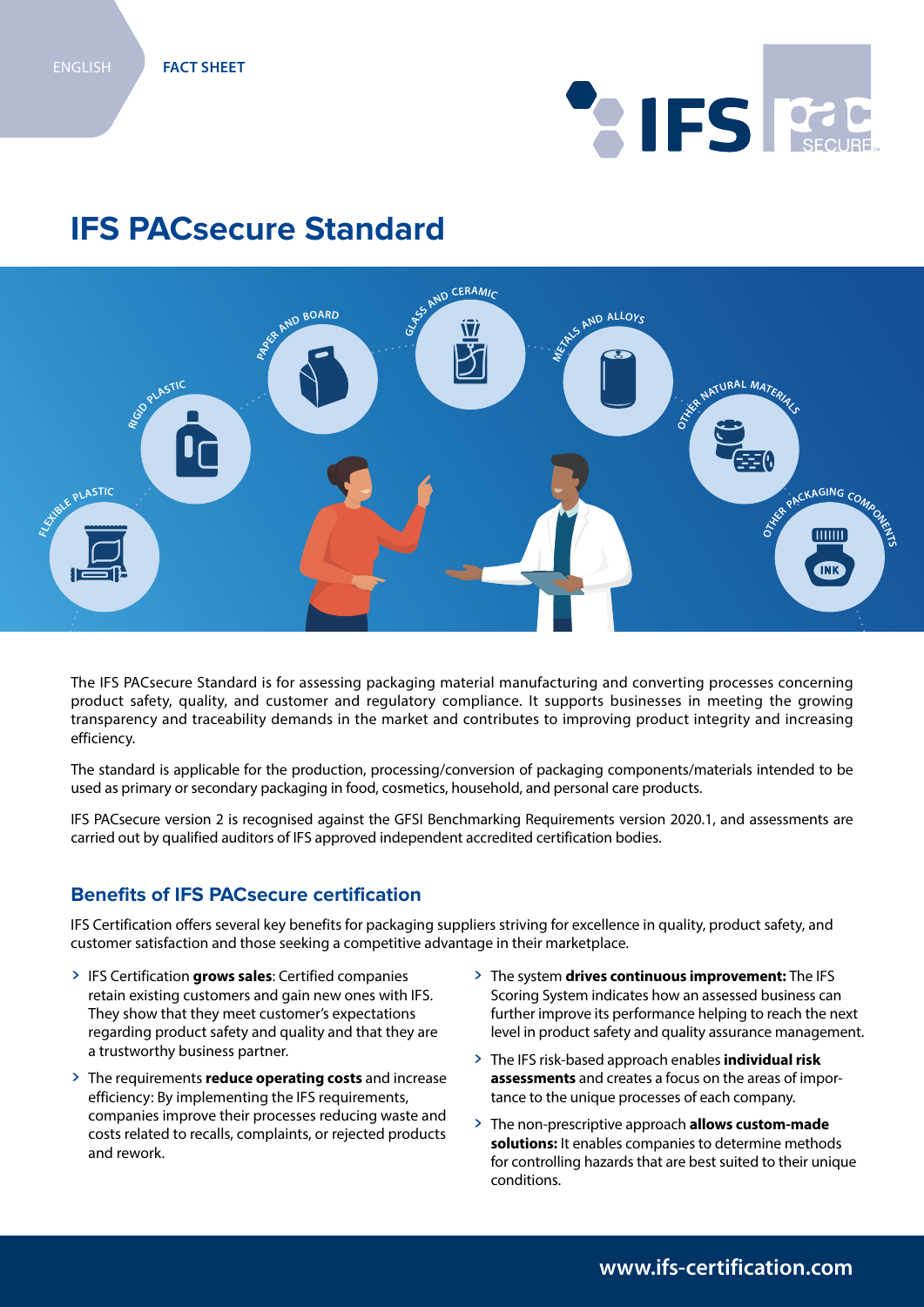ENGLISH FACT SHEET

# IFS PACsecure Standard

The IFS PACsecure Standard is for assessing packaging material manufacturing and converting processes concerning product safety, quality, and customer and regulatory compliance. It supports businesses in meeting the growing transparency and traceability demands in the market and contributes to improving product integrity and increasing efficiency.

The standard is applicable for the production, processing/conversion of packaging components/materials intended to be used as primary or secondary packaging in food, cosmetics, household, and personal care products.

IFS PACsecure version 2 is recognised against the GFSI Benchmarking Requirements version 2020.1, and assessments are carried out by qualified auditors of IFS approved independent accredited certification bodies.

## Benefits of IFS PACsecure certification

IFS Certification offers several key benefits for packaging suppliers striving for excellence in quality, product safety, and customer satisfaction and those seeking a competitive advantage in their marketplace.

- IFS Certification **grows sales**: Certified companies retain existing customers and gain new ones with IFS. They show that they meet customer's expectations regarding product safety and quality and that they are a trustworthy business partner.
- The requirements **reduce operating costs** and increase efficiency: By implementing the IFS requirements, companies improve their processes reducing waste and costs related to recalls, complaints, or rejected products and rework.
- The system **drives continuous improvement:** The IFS Scoring System indicates how an assessed business can further improve its performance helping to reach the next level in product safety and quality assurance management.
- The IFS risk-based approach enables **individual risk assessments** and creates a focus on the areas of importance to the unique processes of each company.
- The non-prescriptive approach **allows custom-made solutions:** It enables companies to determine methods for controlling hazards that are best suited to their unique conditions.

www.ifs-certification.com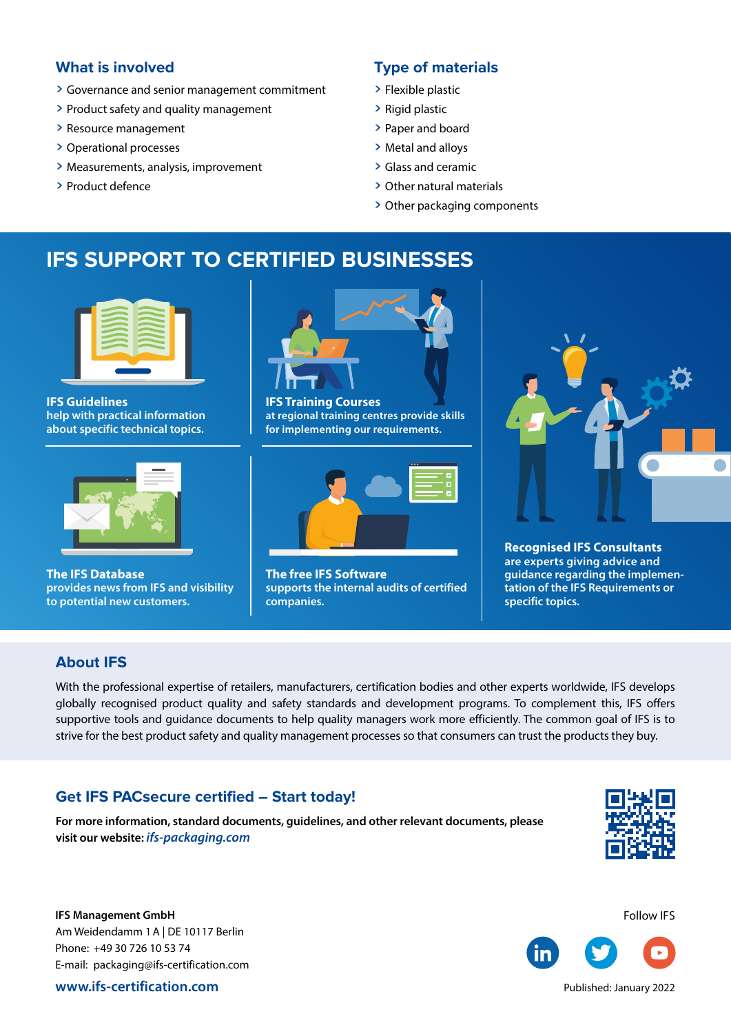## What is involved

- Governance and senior management commitment
- Product safety and quality management
- Resource management
- Operational processes
- Measurements, analysis, improvement
- Product defence

## Type of materials

- Flexible plastic
- Rigid plastic
- Paper and board
- Metal and alloys
- Glass and ceramic
- Other natural materials
- Other packaging components

# IFS SUPPORT TO CERTIFIED BUSINESSES

**IFS Guidelines**
help with practical information about specific technical topics.

**IFS Training Courses**
at regional training centres provide skills for implementing our requirements.

**The IFS Database**
provides news from IFS and visibility to potential new customers.

**The free IFS Software**
supports the internal audits of certified companies.

**Recognised IFS Consultants**
are experts giving advice and guidance regarding the implementation of the IFS Requirements or specific topics.

## About IFS

With the professional expertise of retailers, manufacturers, certification bodies and other experts worldwide, IFS develops globally recognised product quality and safety standards and development programs. To complement this, IFS offers supportive tools and guidance documents to help quality managers work more efficiently. The common goal of IFS is to strive for the best product safety and quality management processes so that consumers can trust the products they buy.

## Get IFS PACsecure certified – Start today!

**For more information, standard documents, guidelines, and other relevant documents, please visit our website:** ***ifs-packaging.com***

**IFS Management GmbH**
Am Weidendamm 1 A | DE 10117 Berlin
Phone: +49 30 726 10 53 74
E-mail: packaging@ifs-certification.com

**www.ifs-certification.com**

Follow IFS

Published: January 2022